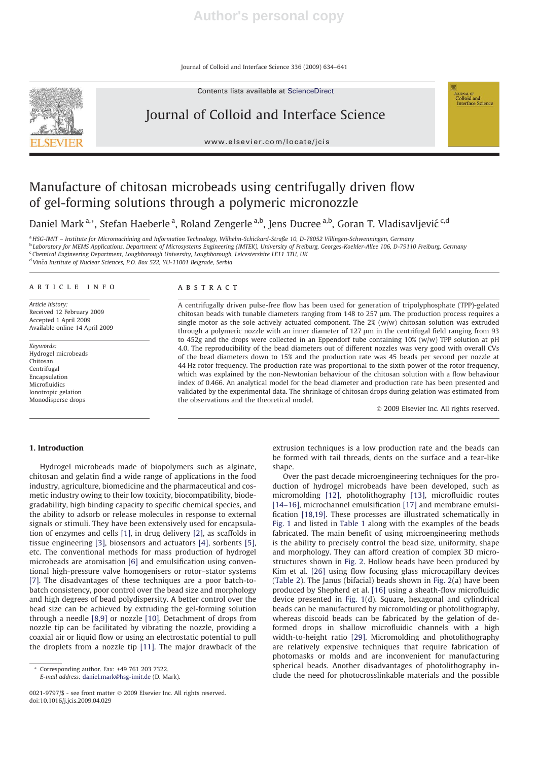# Manufacture of chitosan microbeads using centrifugally driven flow of gel-forming solutions through a polymeric micronozzle

Daniel Mark [a,*], Stefan Haeberle [a], Roland Zengerle [a,b], Jens Ducree [a,b], Goran T. Vladisavljević [c,d]

[a] HSG-IMIT – Institute for Micromachining and Information Technology, Wilhelm-Schickard-Straße 10, D-78052 Villingen-Schwenningen, Germany
[b] Laboratory for MEMS Applications, Department of Microsystems Engineering (IMTEK), University of Freiburg, Georges-Koehler-Allee 106, D-79110 Freiburg, Germany
[c] Chemical Engineering Department, Loughborough University, Loughborough, Leicestershire LE11 3TU, UK
[d] Vinča Institute of Nuclear Sciences, P.O. Box 522, YU-11001 Belgrade, Serbia

## ARTICLE INFO

*Article history:*
Received 12 February 2009
Accepted 1 April 2009
Available online 14 April 2009

*Keywords:*
Hydrogel microbeads
Chitosan
Centrifugal
Encapsulation
Microfluidics
Ionotropic gelation
Monodisperse drops

## ABSTRACT

A centrifugally driven pulse-free flow has been used for generation of tripolyphosphate (TPP)-gelated chitosan beads with tunable diameters ranging from 148 to 257 μm. The production process requires a single motor as the sole actively actuated component. The 2% (w/w) chitosan solution was extruded through a polymeric nozzle with an inner diameter of 127 μm in the centrifugal field ranging from 93 to 452*g* and the drops were collected in an Eppendorf tube containing 10% (w/w) TPP solution at pH 4.0. The reproducibility of the bead diameters out of different nozzles was very good with overall CVs of the bead diameters down to 15% and the production rate was 45 beads per second per nozzle at 44 Hz rotor frequency. The production rate was proportional to the sixth power of the rotor frequency, which was explained by the non-Newtonian behaviour of the chitosan solution with a flow behaviour index of 0.466. An analytical model for the bead diameter and production rate has been presented and validated by the experimental data. The shrinkage of chitosan drops during gelation was estimated from the observations and the theoretical model.

© 2009 Elsevier Inc. All rights reserved.

## 1. Introduction

Hydrogel microbeads made of biopolymers such as alginate, chitosan and gelatin find a wide range of applications in the food industry, agriculture, biomedicine and the pharmaceutical and cosmetic industry owing to their low toxicity, biocompatibility, biodegradability, high binding capacity to specific chemical species, and the ability to adsorb or release molecules in response to external signals or stimuli. They have been extensively used for encapsulation of enzymes and cells [1], in drug delivery [2], as scaffolds in tissue engineering [3], biosensors and actuators [4], sorbents [5], etc. The conventional methods for mass production of hydrogel microbeads are atomisation [6] and emulsification using conventional high-pressure valve homogenisers or rotor–stator systems [7]. The disadvantages of these techniques are a poor batch-to-batch consistency, poor control over the bead size and morphology and high degrees of bead polydispersity. A better control over the bead size can be achieved by extruding the gel-forming solution through a needle [8,9] or nozzle [10]. Detachment of drops from nozzle tip can be facilitated by vibrating the nozzle, providing a coaxial air or liquid flow or using an electrostatic potential to pull the droplets from a nozzle tip [11]. The major drawback of the extrusion techniques is a low production rate and the beads can be formed with tail threads, dents on the surface and a tear-like shape.

Over the past decade microengineering techniques for the production of hydrogel microbeads have been developed, such as micromolding [12], photolithography [13], microfluidic routes [14–16], microchannel emulsification [17] and membrane emulsification [18,19]. These processes are illustrated schematically in Fig. 1 and listed in Table 1 along with the examples of the beads fabricated. The main benefit of using microengineering methods is the ability to precisely control the bead size, uniformity, shape and morphology. They can afford creation of complex 3D microstructures shown in Fig. 2. Hollow beads have been produced by Kim et al. [26] using flow focusing glass microcapillary devices (Table 2). The Janus (bifacial) beads shown in Fig. 2(a) have been produced by Shepherd et al. [16] using a sheath-flow microfluidic device presented in Fig. 1(d). Square, hexagonal and cylindrical beads can be manufactured by micromolding or photolithography, whereas discoid beads can be fabricated by the gelation of deformed drops in shallow microfluidic channels with a high width-to-height ratio [29]. Micromolding and photolithography are relatively expensive techniques that require fabrication of photomasks or molds and are inconvenient for manufacturing spherical beads. Another disadvantages of photolithography include the need for photocrosslinkable materials and the possible

* Corresponding author. Fax: +49 761 203 7322.
*E-mail address:* daniel.mark@hsg-imit.de (D. Mark).

0021-9797/$ - see front matter © 2009 Elsevier Inc. All rights reserved.
doi:10.1016/j.jcis.2009.04.029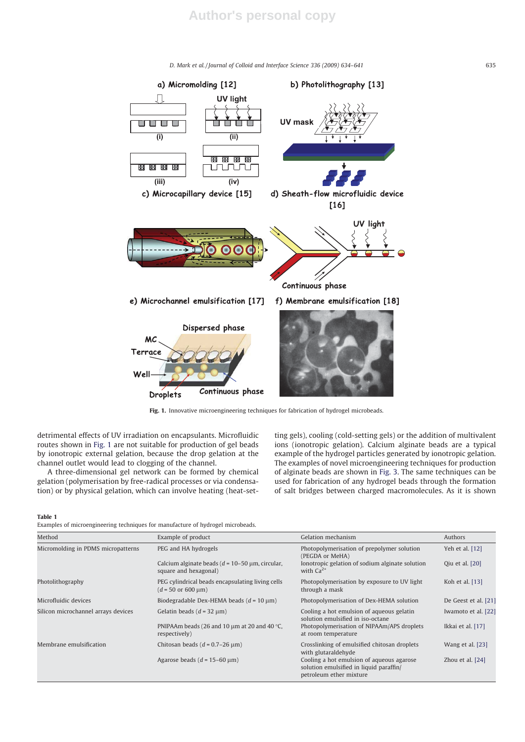Fig. 1. Innovative microengineering techniques for fabrication of hydrogel microbeads.

detrimental effects of UV irradiation on encapsulants. Microfluidic routes shown in Fig. 1 are not suitable for production of gel beads by ionotropic external gelation, because the drop gelation at the channel outlet would lead to clogging of the channel.

A three-dimensional gel network can be formed by chemical gelation (polymerisation by free-radical processes or via condensation) or by physical gelation, which can involve heating (heat-setting gels), cooling (cold-setting gels) or the addition of multivalent ions (ionotropic gelation). Calcium alginate beads are a typical example of the hydrogel particles generated by ionotropic gelation. The examples of novel microengineering techniques for production of alginate beads are shown in Fig. 3. The same techniques can be used for fabrication of any hydrogel beads through the formation of salt bridges between charged macromolecules. As it is shown

**Table 1**
Examples of microengineering techniques for manufacture of hydrogel microbeads.

| Method | Example of product | Gelation mechanism | Authors |
|---|---|---|---|
| Micromolding in PDMS micropatterns | PEG and HA hydrogels | Photopolymerisation of prepolymer solution (PEGDA or MeHA) | Yeh et al. [12] |
| | Calcium alginate beads ($d$ = 10–50 μm, circular, square and hexagonal) | Ionotropic gelation of sodium alginate solution with $Ca^{2+}$ | Qiu et al. [20] |
| Photolithography | PEG cylindrical beads encapsulating living cells ($d$ = 50 or 600 μm) | Photopolymerisation by exposure to UV light through a mask | Koh et al. [13] |
| Microfluidic devices | Biodegradable Dex-HEMA beads ($d$ = 10 μm) | Photopolymerisation of Dex-HEMA solution | De Geest et al. [21] |
| Silicon microchannel arrays devices | Gelatin beads ($d$ = 32 μm) | Cooling a hot emulsion of aqueous gelatin solution emulsified in iso-octane | Iwamoto et al. [22] |
| | PNIPAAm beads (26 and 10 μm at 20 and 40 °C, respectively) | Photopolymerisation of NIPAAm/APS droplets at room temperature | Ikkai et al. [17] |
| Membrane emulsification | Chitosan beads ($d$ = 0.7–26 μm) | Crosslinking of emulsified chitosan droplets with glutaraldehyde | Wang et al. [23] |
| | Agarose beads ($d$ = 15–60 μm) | Cooling a hot emulsion of aqueous agarose solution emulsified in liquid paraffin/petroleum ether mixture | Zhou et al. [24] |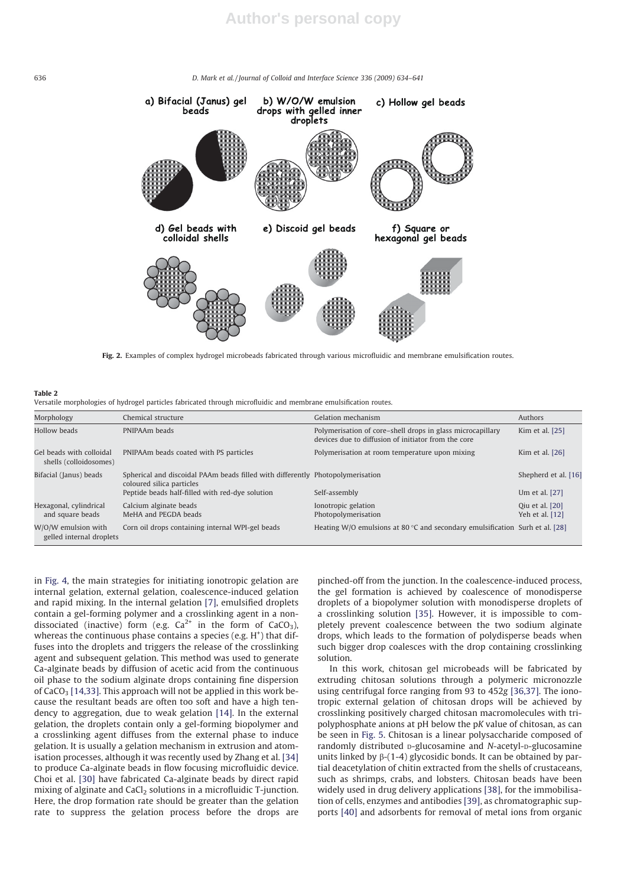a) Bifacial (Janus) gel beads b) W/O/W emulsion drops with gelled inner droplets c) Hollow gel beads d) Gel beads with colloidal shells e) Discoid gel beads f) Square or hexagonal gel beads

**Fig. 2.** Examples of complex hydrogel microbeads fabricated through various microfluidic and membrane emulsification routes.

**Table 2**
Versatile morphologies of hydrogel particles fabricated through microfluidic and membrane emulsification routes.

| Morphology | Chemical structure | Gelation mechanism | Authors |
|---|---|---|---|
| Hollow beads | PNIPAAm beads | Polymerisation of core–shell drops in glass microcapillary devices due to diffusion of initiator from the core | Kim et al. [25] |
| Gel beads with colloidal shells (colloidosomes) | PNIPAAm beads coated with PS particles | Polymerisation at room temperature upon mixing | Kim et al. [26] |
| Bifacial (Janus) beads | Spherical and discoidal PAAm beads filled with differently coloured silica particles | Photopolymerisation | Shepherd et al. [16] |
| | Peptide beads half-filled with red-dye solution | Self-assembly | Um et al. [27] |
| Hexagonal, cylindrical and square beads | Calcium alginate beads | Ionotropic gelation | Qiu et al. [20] |
| | MeHA and PEGDA beads | Photopolymerisation | Yeh et al. [12] |
| W/O/W emulsion with gelled internal droplets | Corn oil drops containing internal WPI-gel beads | Heating W/O emulsions at 80 °C and secondary emulsification | Surh et al. [28] |

in Fig. 4, the main strategies for initiating ionotropic gelation are internal gelation, external gelation, coalescence-induced gelation and rapid mixing. In the internal gelation [7], emulsified droplets contain a gel-forming polymer and a crosslinking agent in a non-dissociated (inactive) form (e.g. $Ca^{2+}$ in the form of $CaCO_3$), whereas the continuous phase contains a species (e.g. $H^+$) that diffuses into the droplets and triggers the release of the crosslinking agent and subsequent gelation. This method was used to generate Ca-alginate beads by diffusion of acetic acid from the continuous oil phase to the sodium alginate drops containing fine dispersion of $CaCO_3$ [14,33]. This approach will not be applied in this work because the resultant beads are often too soft and have a high tendency to aggregation, due to weak gelation [14]. In the external gelation, the droplets contain only a gel-forming biopolymer and a crosslinking agent diffuses from the external phase to induce gelation. It is usually a gelation mechanism in extrusion and atomisation processes, although it was recently used by Zhang et al. [34] to produce Ca-alginate beads in flow focusing microfluidic device. Choi et al. [30] have fabricated Ca-alginate beads by direct rapid mixing of alginate and $CaCl_2$ solutions in a microfluidic T-junction. Here, the drop formation rate should be greater than the gelation rate to suppress the gelation process before the drops are pinched-off from the junction. In the coalescence-induced process, the gel formation is achieved by coalescence of monodisperse droplets of a biopolymer solution with monodisperse droplets of a crosslinking solution [35]. However, it is impossible to completely prevent coalescence between the two sodium alginate drops, which leads to the formation of polydisperse beads when such bigger drop coalesces with the drop containing crosslinking solution.

In this work, chitosan gel microbeads will be fabricated by extruding chitosan solutions through a polymeric micronozzle using centrifugal force ranging from 93 to 452*g* [36,37]. The ionotropic external gelation of chitosan drops will be achieved by crosslinking positively charged chitosan macromolecules with tripolyphosphate anions at pH below the p*K* value of chitosan, as can be seen in Fig. 5. Chitosan is a linear polysaccharide composed of randomly distributed D-glucosamine and *N*-acetyl-D-glucosamine units linked by β-(1-4) glycosidic bonds. It can be obtained by partial deacetylation of chitin extracted from the shells of crustaceans, such as shrimps, crabs, and lobsters. Chitosan beads have been widely used in drug delivery applications [38], for the immobilisation of cells, enzymes and antibodies [39], as chromatographic supports [40] and adsorbents for removal of metal ions from organic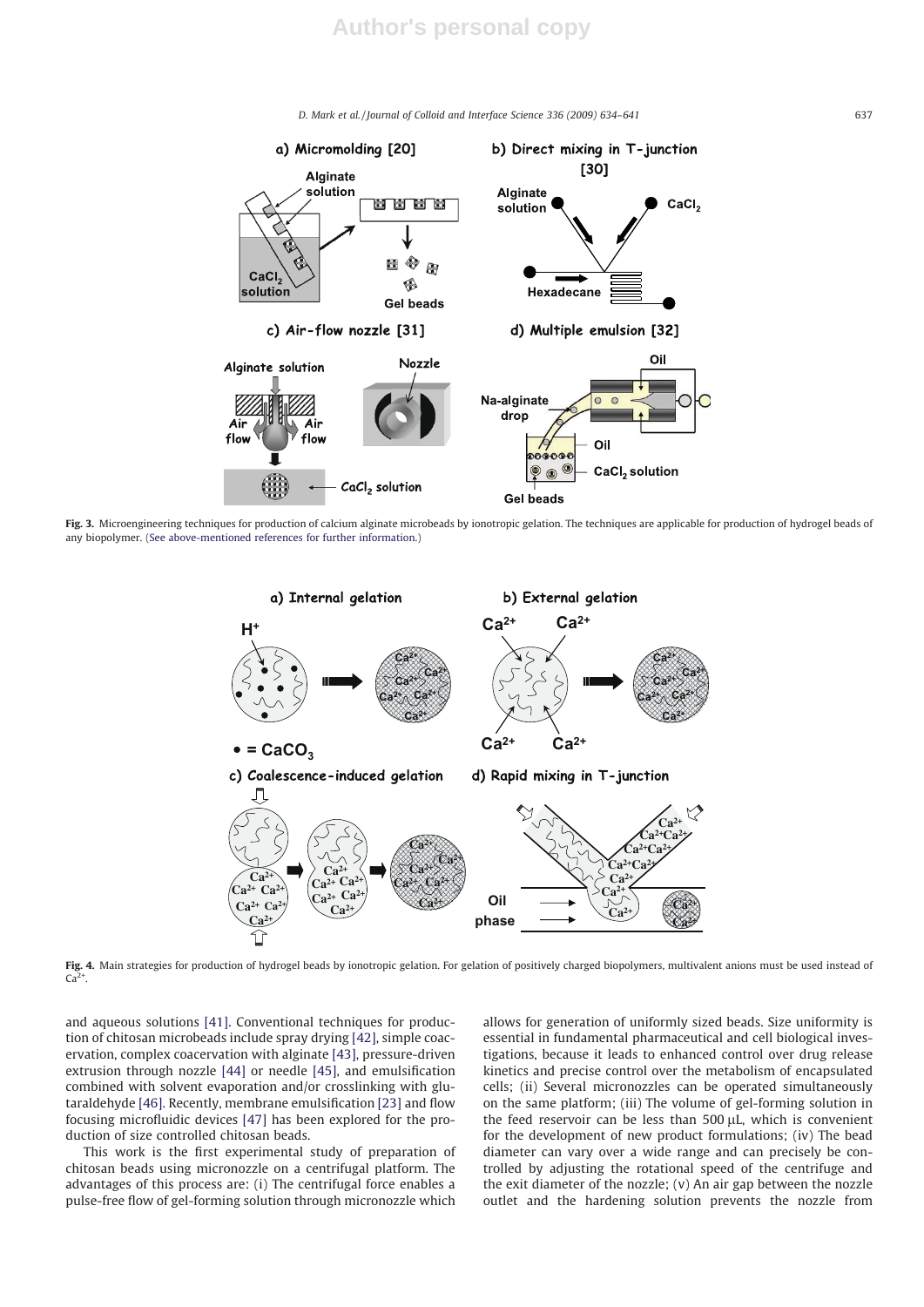**Fig. 3.** Microengineering techniques for production of calcium alginate microbeads by ionotropic gelation. The techniques are applicable for production of hydrogel beads of any biopolymer. (See above-mentioned references for further information.)

**Fig. 4.** Main strategies for production of hydrogel beads by ionotropic gelation. For gelation of positively charged biopolymers, multivalent anions must be used instead of $Ca^{2+}$.

and aqueous solutions [41]. Conventional techniques for production of chitosan microbeads include spray drying [42], simple coacervation, complex coacervation with alginate [43], pressure-driven extrusion through nozzle [44] or needle [45], and emulsification combined with solvent evaporation and/or crosslinking with glutaraldehyde [46]. Recently, membrane emulsification [23] and flow focusing microfluidic devices [47] has been explored for the production of size controlled chitosan beads.

This work is the first experimental study of preparation of chitosan beads using micronozzle on a centrifugal platform. The advantages of this process are: (i) The centrifugal force enables a pulse-free flow of gel-forming solution through micronozzle which allows for generation of uniformly sized beads. Size uniformity is essential in fundamental pharmaceutical and cell biological investigations, because it leads to enhanced control over drug release kinetics and precise control over the metabolism of encapsulated cells; (ii) Several micronozzles can be operated simultaneously on the same platform; (iii) The volume of gel-forming solution in the feed reservoir can be less than 500 μL, which is convenient for the development of new product formulations; (iv) The bead diameter can vary over a wide range and can precisely be controlled by adjusting the rotational speed of the centrifuge and the exit diameter of the nozzle; (v) An air gap between the nozzle outlet and the hardening solution prevents the nozzle from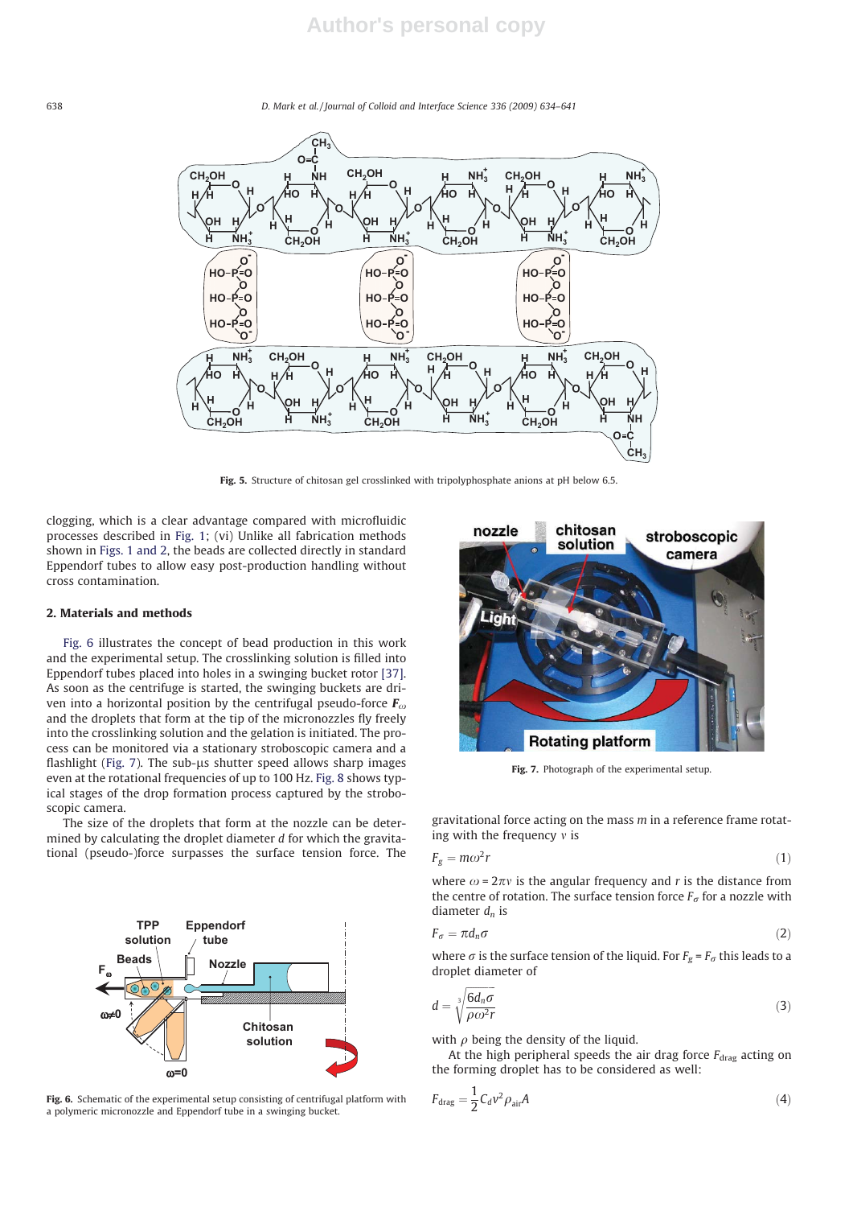Fig. 5. Structure of chitosan gel crosslinked with tripolyphosphate anions at pH below 6.5.

clogging, which is a clear advantage compared with microfluidic processes described in Fig. 1; (vi) Unlike all fabrication methods shown in Figs. 1 and 2, the beads are collected directly in standard Eppendorf tubes to allow easy post-production handling without cross contamination.

## 2. Materials and methods

Fig. 6 illustrates the concept of bead production in this work and the experimental setup. The crosslinking solution is filled into Eppendorf tubes placed into holes in a swinging bucket rotor [37]. As soon as the centrifuge is started, the swinging buckets are driven into a horizontal position by the centrifugal pseudo-force $\boldsymbol{F}_\omega$ and the droplets that form at the tip of the micronozzles fly freely into the crosslinking solution and the gelation is initiated. The process can be monitored via a stationary stroboscopic camera and a flashlight (Fig. 7). The sub-μs shutter speed allows sharp images even at the rotational frequencies of up to 100 Hz. Fig. 8 shows typical stages of the drop formation process captured by the stroboscopic camera.

The size of the droplets that form at the nozzle can be determined by calculating the droplet diameter $d$ for which the gravitational (pseudo-)force surpasses the surface tension force. The gravitational force acting on the mass $m$ in a reference frame rotating with the frequency $\nu$ is

$$F_g = m\omega^2 r \tag{1}$$

where $\omega = 2\pi\nu$ is the angular frequency and $r$ is the distance from the centre of rotation. The surface tension force $F_\sigma$ for a nozzle with diameter $d_n$ is

$$F_\sigma = \pi d_n \sigma \tag{2}$$

where $\sigma$ is the surface tension of the liquid. For $F_g = F_\sigma$ this leads to a droplet diameter of

$$d = \sqrt[3]{\frac{6 d_n \sigma}{\rho \omega^2 r}} \tag{3}$$

with $\rho$ being the density of the liquid.

At the high peripheral speeds the air drag force $F_{\text{drag}}$ acting on the forming droplet has to be considered as well:

$$F_{\text{drag}} = \frac{1}{2} C_d v^2 \rho_{\text{air}} A \tag{4}$$

Fig. 6. Schematic of the experimental setup consisting of centrifugal platform with a polymeric micronozzle and Eppendorf tube in a swinging bucket.

Fig. 7. Photograph of the experimental setup.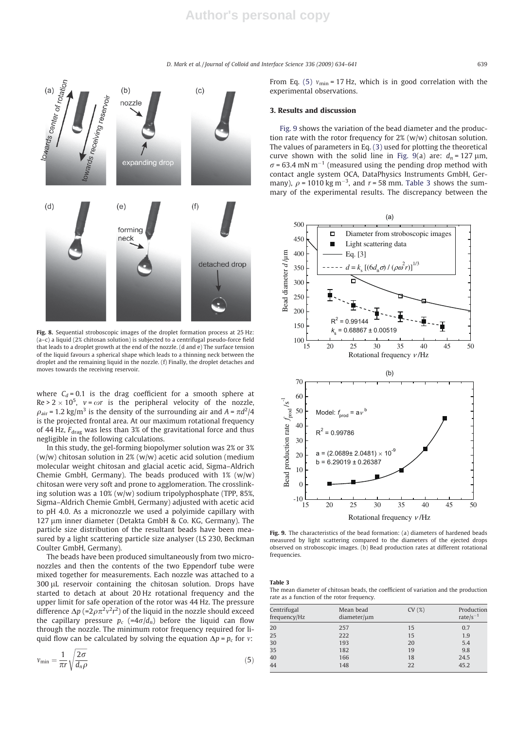Fig. 8. Sequential stroboscopic images of the droplet formation process at 25 Hz: (a–c) a liquid (2% chitosan solution) is subjected to a centrifugal pseudo-force field that leads to a droplet growth at the end of the nozzle. (d and e) The surface tension of the liquid favours a spherical shape which leads to a thinning neck between the droplet and the remaining liquid in the nozzle. (f) Finally, the droplet detaches and moves towards the receiving reservoir.

where $C_d = 0.1$ is the drag coefficient for a smooth sphere at $\mathrm{Re} > 2 \times 10^5$, $v = \omega r$ is the peripheral velocity of the nozzle, $\rho_{air} = 1.2\ \mathrm{kg/m^3}$ is the density of the surrounding air and $A = \pi d^2/4$ is the projected frontal area. At our maximum rotational frequency of 44 Hz, $F_{drag}$ was less than 3% of the gravitational force and thus negligible in the following calculations.

In this study, the gel-forming biopolymer solution was 2% or 3% (w/w) chitosan solution in 2% (w/w) acetic acid solution (medium molecular weight chitosan and glacial acetic acid, Sigma–Aldrich Chemie GmbH, Germany). The beads produced with 1% (w/w) chitosan were very soft and prone to agglomeration. The crosslinking solution was a 10% (w/w) sodium tripolyphosphate (TPP, 85%, Sigma–Aldrich Chemie GmbH, Germany) adjusted with acetic acid to pH 4.0. As a micronozzle we used a polyimide capillary with 127 μm inner diameter (Detakta GmbH & Co. KG, Germany). The particle size distribution of the resultant beads have been measured by a light scattering particle size analyser (LS 230, Beckman Coulter GmbH, Germany).

The beads have been produced simultaneously from two micronozzles and then the contents of the two Eppendorf tube were mixed together for measurements. Each nozzle was attached to a 300 μL reservoir containing the chitosan solution. Drops have started to detach at about 20 Hz rotational frequency and the upper limit for safe operation of the rotor was 44 Hz. The pressure difference $\Delta p$ ($=2\rho\pi^2\nu^2 r^2$) of the liquid in the nozzle should exceed the capillary pressure $p_c$ ($=4\sigma/d_n$) before the liquid can flow through the nozzle. The minimum rotor frequency required for liquid flow can be calculated by solving the equation $\Delta p = p_c$ for $\nu$:

$$\nu_{min} = \frac{1}{\pi r}\sqrt{\frac{2\sigma}{d_n \rho}} \tag{5}$$

From Eq. (5) $\nu_{min} = 17$ Hz, which is in good correlation with the experimental observations.

## 3. Results and discussion

Fig. 9 shows the variation of the bead diameter and the production rate with the rotor frequency for 2% (w/w) chitosan solution. The values of parameters in Eq. (3) used for plotting the theoretical curve shown with the solid line in Fig. 9(a) are: $d_n = 127$ μm, $\sigma = 63.4\ \mathrm{mN\,m^{-1}}$ (measured using the pending drop method with contact angle system OCA, DataPhysics Instruments GmbH, Germany), $\rho = 1010\ \mathrm{kg\,m^{-3}}$, and $r = 58$ mm. Table 3 shows the summary of the experimental results. The discrepancy between the

Fig. 9. The characteristics of the bead formation: (a) diameters of hardened beads measured by light scattering compared to the diameters of the ejected drops observed on stroboscopic images. (b) Bead production rates at different rotational frequencies.

**Table 3**
The mean diameter of chitosan beads, the coefficient of variation and the production rate as a function of the rotor frequency.

| Centrifugal frequency/Hz | Mean bead diameter/μm | CV (%) | Production rate/s$^{-1}$ |
|---|---|---|---|
| 20 | 257 | 15 | 0.7 |
| 25 | 222 | 15 | 1.9 |
| 30 | 193 | 20 | 5.4 |
| 35 | 182 | 19 | 9.8 |
| 40 | 166 | 18 | 24.5 |
| 44 | 148 | 22 | 45.2 |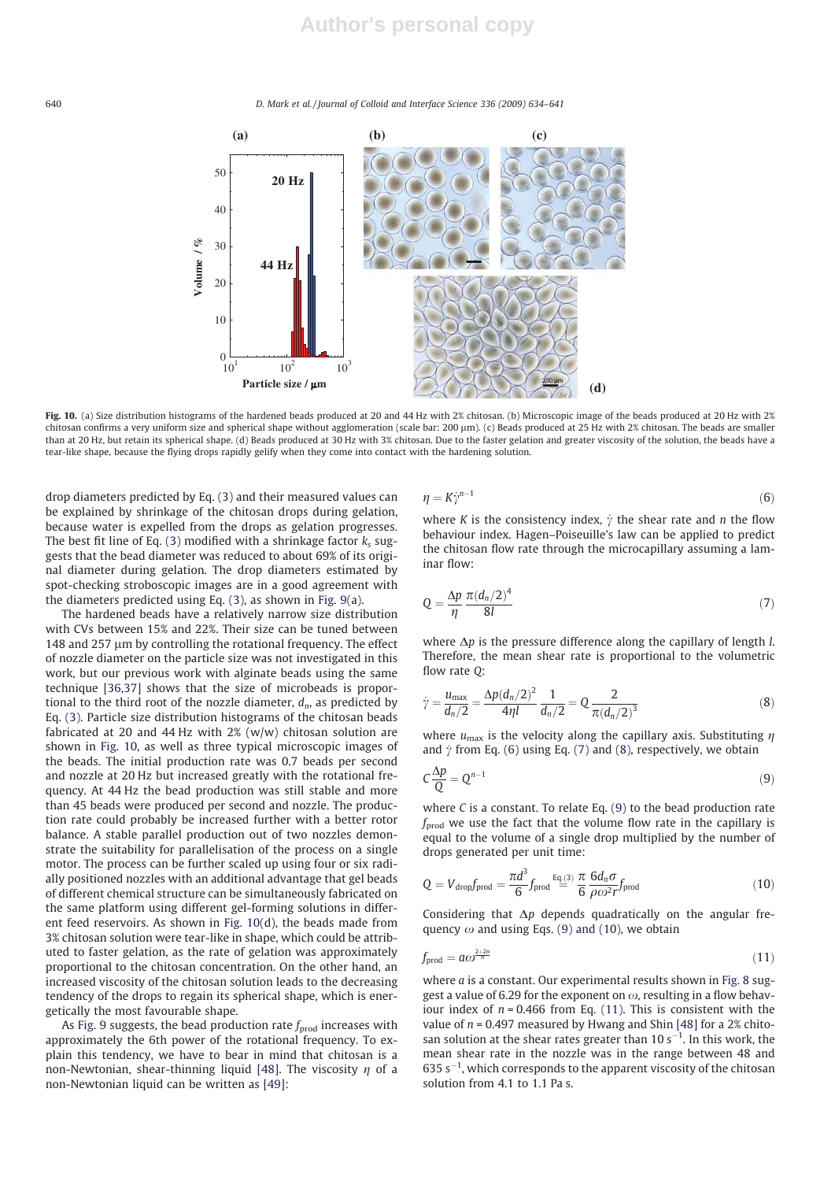Fig. 10. (a) Size distribution histograms of the hardened beads produced at 20 and 44 Hz with 2% chitosan. (b) Microscopic image of the beads produced at 20 Hz with 2% chitosan confirms a very uniform size and spherical shape without agglomeration (scale bar: 200 μm). (c) Beads produced at 25 Hz with 2% chitosan. The beads are smaller than at 20 Hz, but retain its spherical shape. (d) Beads produced at 30 Hz with 3% chitosan. Due to the faster gelation and greater viscosity of the solution, the beads have a tear-like shape, because the flying drops rapidly gelify when they come into contact with the hardening solution.

drop diameters predicted by Eq. (3) and their measured values can be explained by shrinkage of the chitosan drops during gelation, because water is expelled from the drops as gelation progresses. The best fit line of Eq. (3) modified with a shrinkage factor $k_s$ suggests that the bead diameter was reduced to about 69% of its original diameter during gelation. The drop diameters estimated by spot-checking stroboscopic images are in a good agreement with the diameters predicted using Eq. (3), as shown in Fig. 9(a).

The hardened beads have a relatively narrow size distribution with CVs between 15% and 22%. Their size can be tuned between 148 and 257 μm by controlling the rotational frequency. The effect of nozzle diameter on the particle size was not investigated in this work, but our previous work with alginate beads using the same technique [36,37] shows that the size of microbeads is proportional to the third root of the nozzle diameter, $d_n$, as predicted by Eq. (3). Particle size distribution histograms of the chitosan beads fabricated at 20 and 44 Hz with 2% (w/w) chitosan solution are shown in Fig. 10, as well as three typical microscopic images of the beads. The initial production rate was 0.7 beads per second and nozzle at 20 Hz but increased greatly with the rotational frequency. At 44 Hz the bead production was still stable and more than 45 beads were produced per second and nozzle. The production rate could probably be increased further with a better rotor balance. A stable parallel production out of two nozzles demonstrate the suitability for parallelisation of the process on a single motor. The process can be further scaled up using four or six radially positioned nozzles with an additional advantage that gel beads of different chemical structure can be simultaneously fabricated on the same platform using different gel-forming solutions in different feed reservoirs. As shown in Fig. 10(d), the beads made from 3% chitosan solution were tear-like in shape, which could be attributed to faster gelation, as the rate of gelation was approximately proportional to the chitosan concentration. On the other hand, an increased viscosity of the chitosan solution leads to the decreasing tendency of the drops to regain its spherical shape, which is energetically the most favourable shape.

As Fig. 9 suggests, the bead production rate $f_{prod}$ increases with approximately the 6th power of the rotational frequency. To explain this tendency, we have to bear in mind that chitosan is a non-Newtonian, shear-thinning liquid [48]. The viscosity $\eta$ of a non-Newtonian liquid can be written as [49]:

$$\eta = K\dot{\gamma}^{n-1} \tag{6}$$

where $K$ is the consistency index, $\dot{\gamma}$ the shear rate and $n$ the flow behaviour index. Hagen–Poiseuille's law can be applied to predict the chitosan flow rate through the microcapillary assuming a laminar flow:

$$Q = \frac{\Delta p}{\eta}\frac{\pi(d_n/2)^4}{8l} \tag{7}$$

where $\Delta p$ is the pressure difference along the capillary of length $l$. Therefore, the mean shear rate is proportional to the volumetric flow rate $Q$:

$$\dot{\gamma} = \frac{u_{max}}{d_n/2} = \frac{\Delta p (d_n/2)^2}{4\eta l}\frac{1}{d_n/2} = Q\frac{2}{\pi(d_n/2)^3} \tag{8}$$

where $u_{max}$ is the velocity along the capillary axis. Substituting $\eta$ and $\dot{\gamma}$ from Eq. (6) using Eq. (7) and (8), respectively, we obtain

$$C\frac{\Delta p}{Q} = Q^{n-1} \tag{9}$$

where $C$ is a constant. To relate Eq. (9) to the bead production rate $f_{prod}$ we use the fact that the volume flow rate in the capillary is equal to the volume of a single drop multiplied by the number of drops generated per unit time:

$$Q = V_{drop}f_{prod} = \frac{\pi d^3}{6}f_{prod} \overset{\text{Eq.(3)}}{=} \frac{\pi}{6}\frac{6 d_n \sigma}{\rho\omega^2 r}f_{prod} \tag{10}$$

Considering that $\Delta p$ depends quadratically on the angular frequency $\omega$ and using Eqs. (9) and (10), we obtain

$$f_{prod} = a\omega^{\frac{2+2n}{n}} \tag{11}$$

where $a$ is a constant. Our experimental results shown in Fig. 8 suggest a value of 6.29 for the exponent on $\omega$, resulting in a flow behaviour index of $n = 0.466$ from Eq. (11). This is consistent with the value of $n = 0.497$ measured by Hwang and Shin [48] for a 2% chitosan solution at the shear rates greater than 10 $s^{-1}$. In this work, the mean shear rate in the nozzle was in the range between 48 and 635 $s^{-1}$, which corresponds to the apparent viscosity of the chitosan solution from 4.1 to 1.1 Pa s.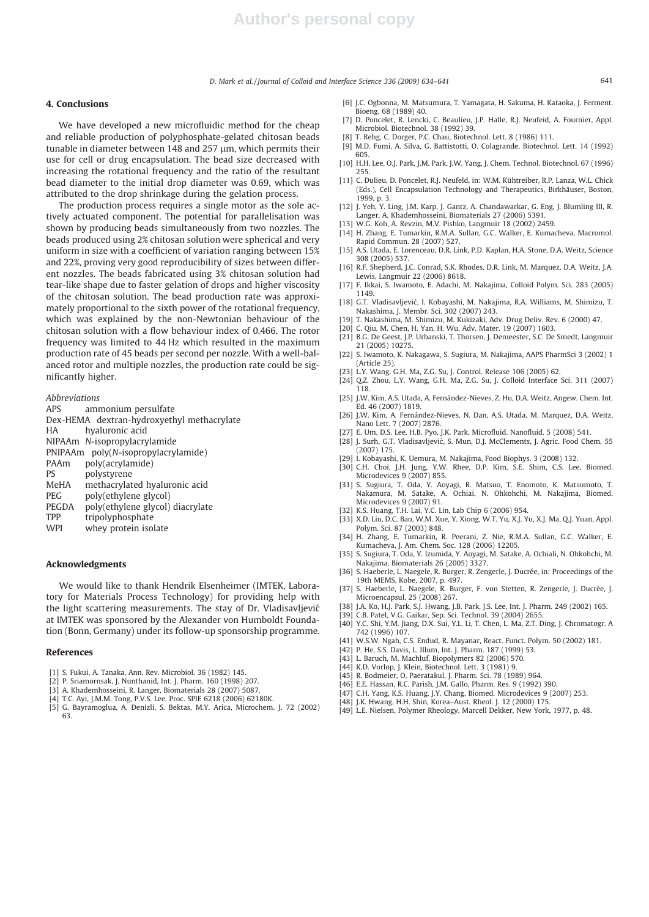## 4. Conclusions

We have developed a new microfluidic method for the cheap and reliable production of polyphosphate-gelated chitosan beads tunable in diameter between 148 and 257 μm, which permits their use for cell or drug encapsulation. The bead size decreased with increasing the rotational frequency and the ratio of the resultant bead diameter to the initial drop diameter was 0.69, which was attributed to the drop shrinkage during the gelation process.

The production process requires a single motor as the sole actively actuated component. The potential for parallelisation was shown by producing beads simultaneously from two nozzles. The beads produced using 2% chitosan solution were spherical and very uniform in size with a coefficient of variation ranging between 15% and 22%, proving very good reproducibility of sizes between different nozzles. The beads fabricated using 3% chitosan solution had tear-like shape due to faster gelation of drops and higher viscosity of the chitosan solution. The bead production rate was approximately proportional to the sixth power of the rotational frequency, which was explained by the non-Newtonian behaviour of the chitosan solution with a flow behaviour index of 0.466. The rotor frequency was limited to 44 Hz which resulted in the maximum production rate of 45 beads per second per nozzle. With a well-balanced rotor and multiple nozzles, the production rate could be significantly higher.

*Abbreviations*

| | |
|---|---|
| APS | ammonium persulfate |
| Dex-HEMA | dextran-hydroxyethyl methacrylate |
| HA | hyaluronic acid |
| NIPAAm | *N*-isopropylacrylamide |
| PNIPAAm | poly(*N*-isopropylacrylamide) |
| PAAm | poly(acrylamide) |
| PS | polystyrene |
| MeHA | methacrylated hyaluronic acid |
| PEG | poly(ethylene glycol) |
| PEGDA | poly(ethylene glycol) diacrylate |
| TPP | tripolyphosphate |
| WPI | whey protein isolate |

## Acknowledgments

We would like to thank Hendrik Elsenheimer (IMTEK, Laboratory for Materials Process Technology) for providing help with the light scattering measurements. The stay of Dr. Vladisavljević at IMTEK was sponsored by the Alexander von Humboldt Foundation (Bonn, Germany) under its follow-up sponsorship programme.

## References

[1] S. Fukui, A. Tanaka, Ann. Rev. Microbiol. 36 (1982) 145.
[2] P. Sriamornsak, J. Nunthanid, Int. J. Pharm. 160 (1998) 207.
[3] A. Khademhosseini, R. Langer, Biomaterials 28 (2007) 5087.
[4] T.C. Ayi, J.M.M. Tong, P.V.S. Lee, Proc. SPIE 6218 (2006) 62180K.
[5] G. Bayramoglua, A. Denizli, S. Bektas, M.Y. Arica, Microchem. J. 72 (2002) 63.
[6] J.C. Ogbonna, M. Matsumura, T. Yamagata, H. Sakuma, H. Kataoka, J. Ferment. Bioeng. 68 (1989) 40.
[7] D. Poncelet, R. Lencki, C. Beaulieu, J.P. Halle, R.J. Neufeld, A. Fournier, Appl. Microbiol. Biotechnol. 38 (1992) 39.
[8] T. Rehg, C. Dorger, P.C. Chau, Biotechnol. Lett. 8 (1986) 111.
[9] M.D. Fumi, A. Silva, G. Battistotti, O. Colagrande, Biotechnol. Lett. 14 (1992) 605.
[10] H.H. Lee, O.J. Park, J.M. Park, J.W. Yang, J. Chem. Technol. Biotechnol. 67 (1996) 255.
[11] C. Dulieu, D. Poncelet, R.J. Neufeld, in: W.M. Kühtreiber, R.P. Lanza, W.L. Chick (Eds.), Cell Encapsulation Technology and Therapeutics, Birkhäuser, Boston, 1999, p. 3.
[12] J. Yeh, Y. Ling, J.M. Karp, J. Gantz, A. Chandawarkar, G. Eng, J. Blumling III, R. Langer, A. Khademhosseini, Biomaterials 27 (2006) 5391.
[13] W.G. Koh, A. Revzin, M.V. Pishko, Langmuir 18 (2002) 2459.
[14] H. Zhang, E. Tumarkin, R.M.A. Sullan, G.C. Walker, E. Kumacheva, Macromol. Rapid Commun. 28 (2007) 527.
[15] A.S. Utada, E. Lorenceau, D.R. Link, P.D. Kaplan, H.A. Stone, D.A. Weitz, Science 308 (2005) 537.
[16] R.F. Shepherd, J.C. Conrad, S.K. Rhodes, D.R. Link, M. Marquez, D.A. Weitz, J.A. Lewis, Langmuir 22 (2006) 8618.
[17] F. Ikkai, S. Iwamoto, E. Adachi, M. Nakajima, Colloid Polym. Sci. 283 (2005) 1149.
[18] G.T. Vladisavljević, I. Kobayashi, M. Nakajima, R.A. Williams, M. Shimizu, T. Nakashima, J. Membr. Sci. 302 (2007) 243.
[19] T. Nakashima, M. Shimizu, M. Kukizaki, Adv. Drug Deliv. Rev. 6 (2000) 47.
[20] C. Qiu, M. Chen, H. Yan, H. Wu, Adv. Mater. 19 (2007) 1603.
[21] B.G. De Geest, J.P. Urbanski, T. Thorsen, J. Demeester, S.C. De Smedt, Langmuir 21 (2005) 10275.
[22] S. Iwamoto, K. Nakagawa, S. Sugiura, M. Nakajima, AAPS PharmSci 3 (2002) 1 (Article 25).
[23] L.Y. Wang, G.H. Ma, Z.G. Su, J. Control. Release 106 (2005) 62.
[24] Q.Z. Zhou, L.Y. Wang, G.H. Ma, Z.G. Su, J. Colloid Interface Sci. 311 (2007) 118.
[25] J.W. Kim, A.S. Utada, A. Fernández-Nieves, Z. Hu, D.A. Weitz, Angew. Chem. Int. Ed. 46 (2007) 1819.
[26] J.W. Kim, A. Fernández-Nieves, N. Dan, A.S. Utada, M. Marquez, D.A. Weitz, Nano Lett. 7 (2007) 2876.
[27] E. Um, D.S. Lee, H.B. Pyo, J.K. Park, Microfluid. Nanofluid. 5 (2008) 541.
[28] J. Surh, G.T. Vladisavljević, S. Mun, D.J. McClements, J. Agric. Food Chem. 55 (2007) 175.
[29] I. Kobayashi, K. Uemura, M. Nakajima, Food Biophys. 3 (2008) 132.
[30] C.H. Choi, J.H. Jung, Y.W. Rhee, D.P. Kim, S.E. Shim, C.S. Lee, Biomed. Microdevices 9 (2007) 855.
[31] S. Sugiura, T. Oda, Y. Aoyagi, R. Matsuo, T. Enomoto, K. Matsumoto, T. Nakamura, M. Satake, A. Ochiai, N. Ohkohchi, M. Nakajima, Biomed. Microdevices 9 (2007) 91.
[32] K.S. Huang, T.H. Lai, Y.C. Lin, Lab Chip 6 (2006) 954.
[33] X.D. Liu, D.C. Bao, W.M. Xue, Y. Xiong, W.T. Yu, X.J. Yu, X.J. Ma, Q.J. Yuan, Appl. Polym. Sci. 87 (2003) 848.
[34] H. Zhang, E. Tumarkin, R. Peerani, Z. Nie, R.M.A. Sullan, G.C. Walker, E. Kumacheva, J. Am. Chem. Soc. 128 (2006) 12205.
[35] S. Sugiura, T. Oda, Y. Izumida, Y. Aoyagi, M. Satake, A. Ochiali, N. Ohkohchi, M. Nakajima, Biomaterials 26 (2005) 3327.
[36] S. Haeberle, L. Naegele, R. Burger, R. Zengerle, J. Ducrée, in: Proceedings of the 19th MEMS, Kobe, 2007, p. 497.
[37] S. Haeberle, L. Naegele, R. Burger, F. von Stetten, R. Zengerle, J. Ducrée, J. Microencapsul. 25 (2008) 267.
[38] J.A. Ko, H.J. Park, S.J. Hwang, J.B. Park, J.S. Lee, Int. J. Pharm. 249 (2002) 165.
[39] C.B. Patel, V.G. Gaikar, Sep. Sci. Technol. 39 (2004) 2655.
[40] Y.C. Shi, Y.M. Jiang, D.X. Sui, Y.L. Li, T. Chen, L. Ma, Z.T. Ding, J. Chromatogr. A 742 (1996) 107.
[41] W.S.W. Ngah, C.S. Endud, R. Mayanar, React. Funct. Polym. 50 (2002) 181.
[42] P. He, S.S. Davis, L. Illum, Int. J. Pharm. 187 (1999) 53.
[43] L. Baruch, M. Machluf, Biopolymers 82 (2006) 570.
[44] K.D. Vorlop, J. Klein, Biotechnol. Lett. 3 (1981) 9.
[45] R. Bodmeier, O. Paeratakul, J. Pharm. Sci. 78 (1989) 964.
[46] E.E. Hassan, R.C. Parish, J.M. Gallo, Pharm. Res. 9 (1992) 390.
[47] C.H. Yang, K.S. Huang, J.Y. Chang, Biomed. Microdevices 9 (2007) 253.
[48] J.K. Hwang, H.H. Shin, Korea–Aust. Rheol. J. 12 (2000) 175.
[49] L.E. Nielsen, Polymer Rheology, Marcell Dekker, New York, 1977, p. 48.